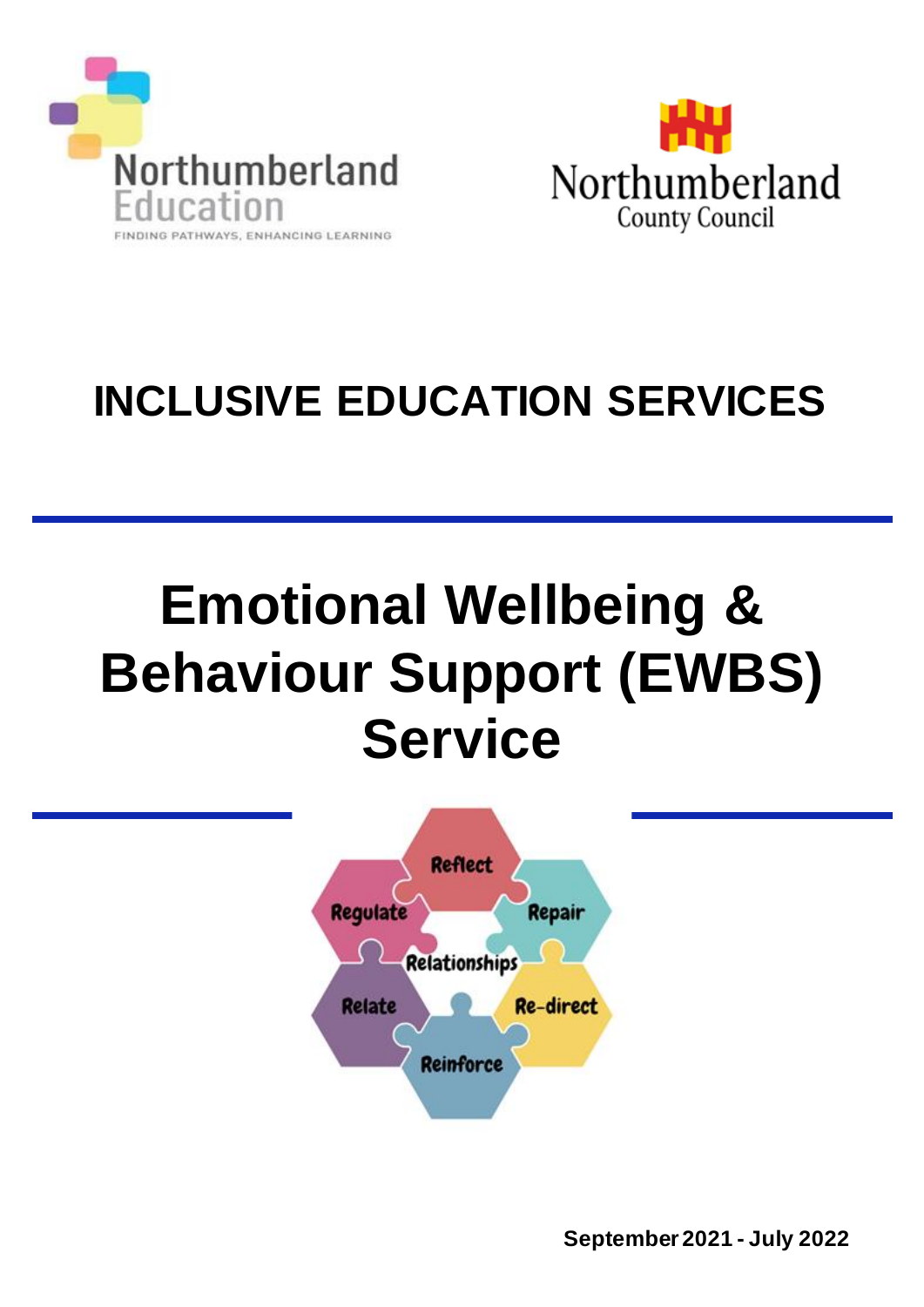Northumberland Education

FINDING PATHWAYS, ENHANCING LEARNING

Northumberland County Council

# INCLUSIVE EDUCATION SERVICES

# Emotional Wellbeing & Behaviour Support (EWBS) Service

Reflect

Regulate

Repair

Relationships

Relate

Re-direct

Reinforce

**September 2021 - July 2022**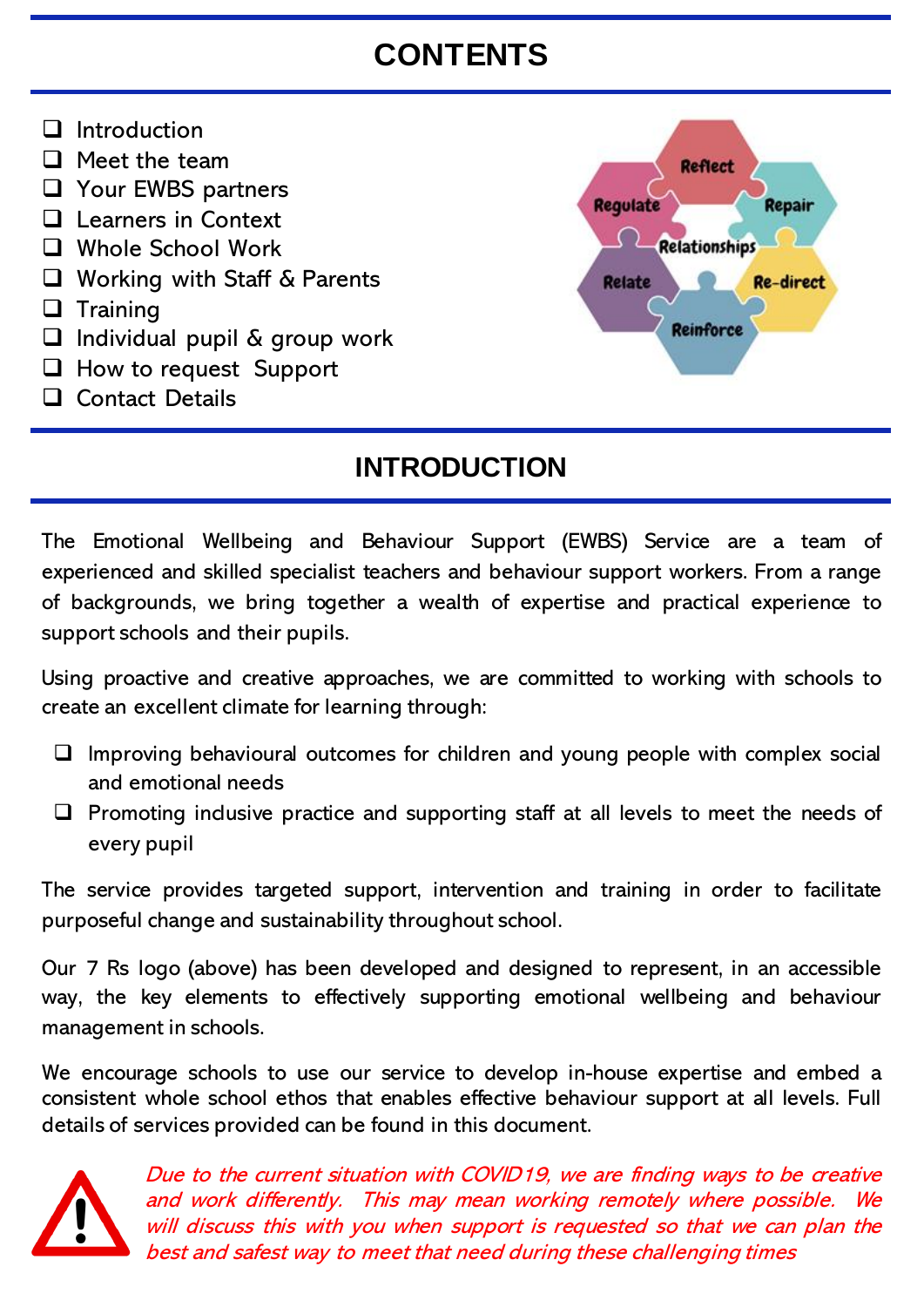# CONTENTS

- Introduction
- Meet the team
- Your EWBS partners
- Learners in Context
- Whole School Work
- Working with Staff & Parents
- Training
- Individual pupil & group work
- How to request Support
- Contact Details

# INTRODUCTION

The Emotional Wellbeing and Behaviour Support (EWBS) Service are a team of experienced and skilled specialist teachers and behaviour support workers. From a range of backgrounds, we bring together a wealth of expertise and practical experience to support schools and their pupils.

Using proactive and creative approaches, we are committed to working with schools to create an excellent climate for learning through:

- Improving behavioural outcomes for children and young people with complex social and emotional needs
- Promoting inclusive practice and supporting staff at all levels to meet the needs of every pupil

The service provides targeted support, intervention and training in order to facilitate purposeful change and sustainability throughout school.

Our 7 Rs logo (above) has been developed and designed to represent, in an accessible way, the key elements to effectively supporting emotional wellbeing and behaviour management in schools.

We encourage schools to use our service to develop in-house expertise and embed a consistent whole school ethos that enables effective behaviour support at all levels. Full details of services provided can be found in this document.

*Due to the current situation with COVID19, we are finding ways to be creative and work differently. This may mean working remotely where possible. We will discuss this with you when support is requested so that we can plan the best and safest way to meet that need during these challenging times*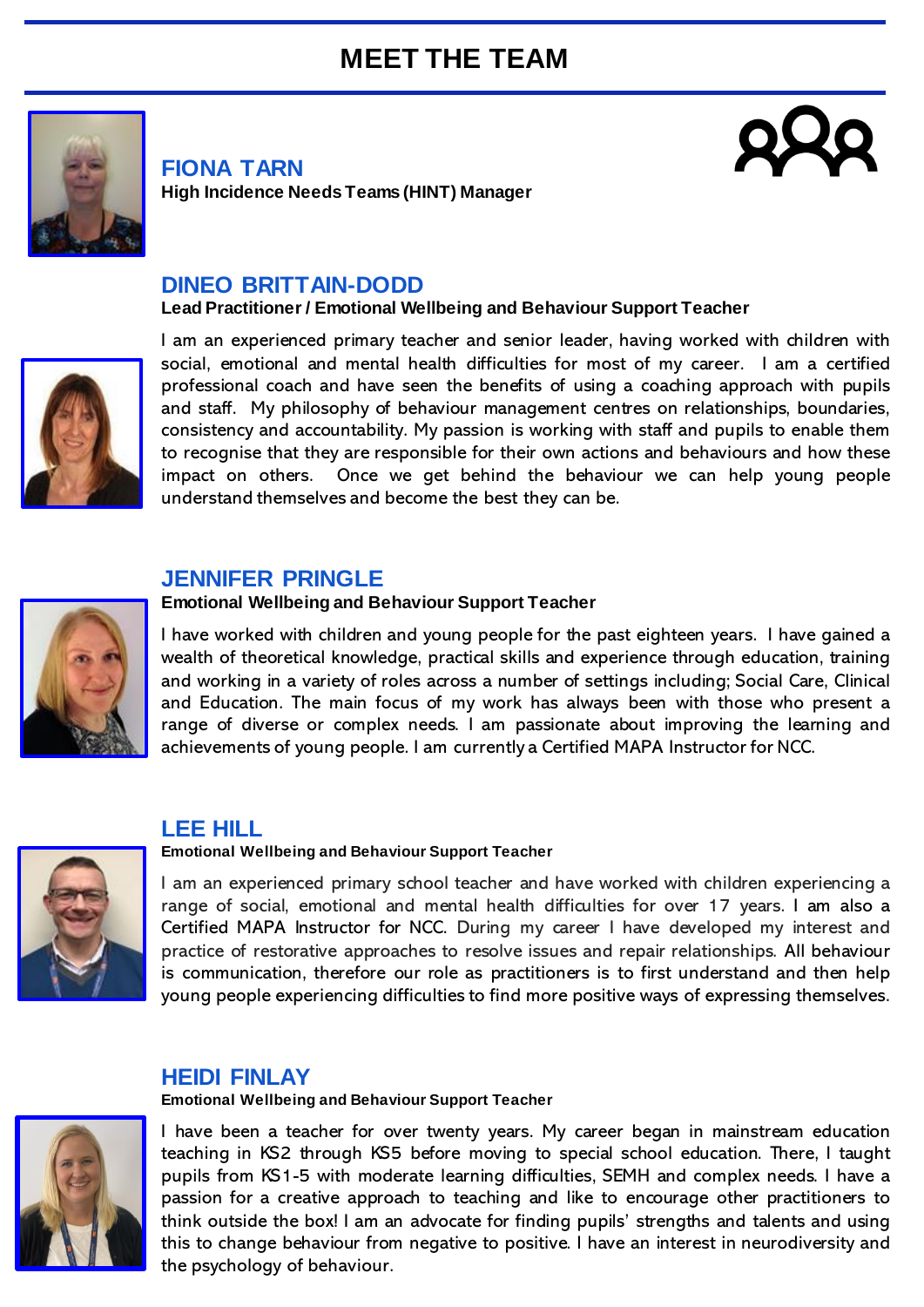# MEET THE TEAM

## FIONA TARN

**High Incidence Needs Teams (HINT) Manager**

## DINEO BRITTAIN-DODD

**Lead Practitioner / Emotional Wellbeing and Behaviour Support Teacher**

I am an experienced primary teacher and senior leader, having worked with children with social, emotional and mental health difficulties for most of my career. I am a certified professional coach and have seen the benefits of using a coaching approach with pupils and staff. My philosophy of behaviour management centres on relationships, boundaries, consistency and accountability. My passion is working with staff and pupils to enable them to recognise that they are responsible for their own actions and behaviours and how these impact on others. Once we get behind the behaviour we can help young people understand themselves and become the best they can be.

## JENNIFER PRINGLE

**Emotional Wellbeing and Behaviour Support Teacher**

I have worked with children and young people for the past eighteen years. I have gained a wealth of theoretical knowledge, practical skills and experience through education, training and working in a variety of roles across a number of settings including; Social Care, Clinical and Education. The main focus of my work has always been with those who present a range of diverse or complex needs. I am passionate about improving the learning and achievements of young people. I am currently a Certified MAPA Instructor for NCC.

## LEE HILL

**Emotional Wellbeing and Behaviour Support Teacher**

I am an experienced primary school teacher and have worked with children experiencing a range of social, emotional and mental health difficulties for over 17 years. I am also a Certified MAPA Instructor for NCC. During my career I have developed my interest and practice of restorative approaches to resolve issues and repair relationships. All behaviour is communication, therefore our role as practitioners is to first understand and then help young people experiencing difficulties to find more positive ways of expressing themselves.

## HEIDI FINLAY

**Emotional Wellbeing and Behaviour Support Teacher**

I have been a teacher for over twenty years. My career began in mainstream education teaching in KS2 through KS5 before moving to special school education. There, I taught pupils from KS1-5 with moderate learning difficulties, SEMH and complex needs. I have a passion for a creative approach to teaching and like to encourage other practitioners to think outside the box! I am an advocate for finding pupils' strengths and talents and using this to change behaviour from negative to positive. I have an interest in neurodiversity and the psychology of behaviour.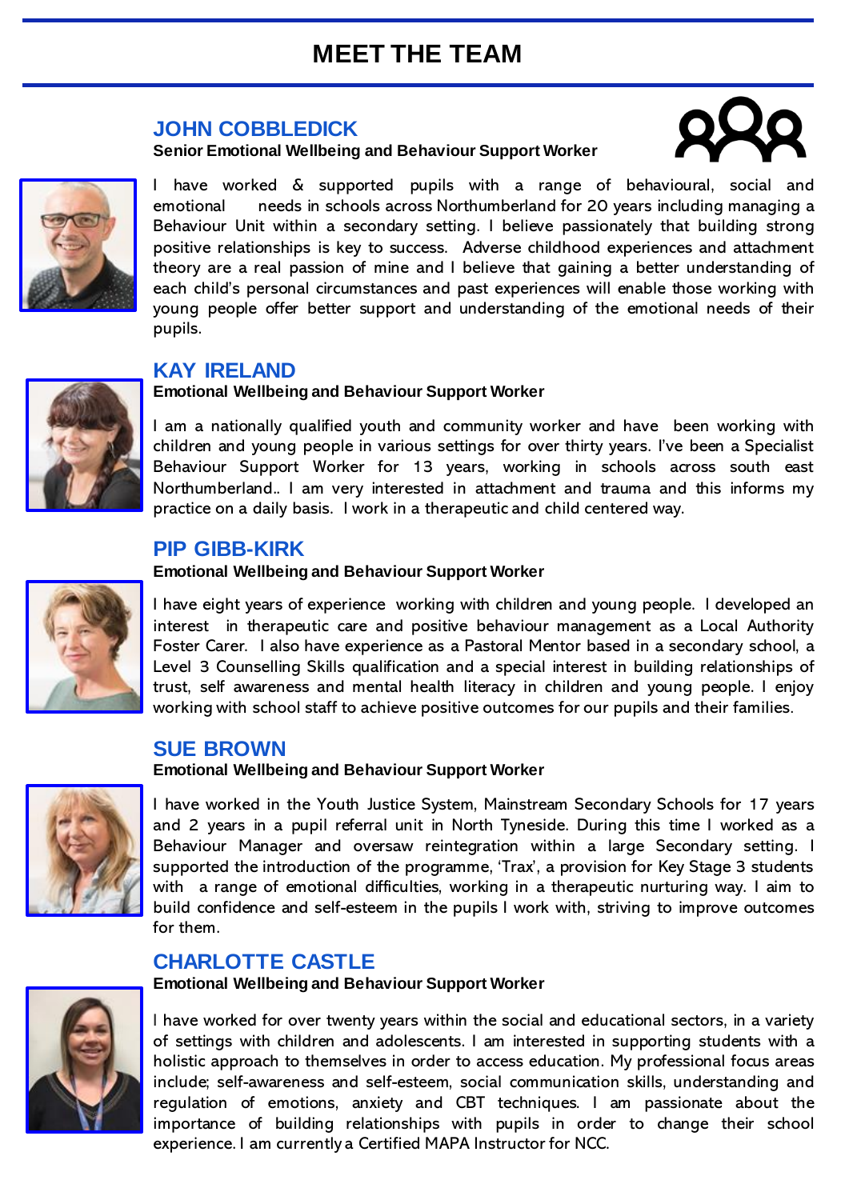# MEET THE TEAM

## JOHN COBBLEDICK

**Senior Emotional Wellbeing and Behaviour Support Worker**

I have worked & supported pupils with a range of behavioural, social and emotional needs in schools across Northumberland for 20 years including managing a Behaviour Unit within a secondary setting. I believe passionately that building strong positive relationships is key to success. Adverse childhood experiences and attachment theory are a real passion of mine and I believe that gaining a better understanding of each child's personal circumstances and past experiences will enable those working with young people offer better support and understanding of the emotional needs of their pupils.

## KAY IRELAND

**Emotional Wellbeing and Behaviour Support Worker**

I am a nationally qualified youth and community worker and have been working with children and young people in various settings for over thirty years. I've been a Specialist Behaviour Support Worker for 13 years, working in schools across south east Northumberland.. I am very interested in attachment and trauma and this informs my practice on a daily basis. I work in a therapeutic and child centered way.

## PIP GIBB-KIRK

**Emotional Wellbeing and Behaviour Support Worker**

I have eight years of experience working with children and young people. I developed an interest in therapeutic care and positive behaviour management as a Local Authority Foster Carer. I also have experience as a Pastoral Mentor based in a secondary school, a Level 3 Counselling Skills qualification and a special interest in building relationships of trust, self awareness and mental health literacy in children and young people. I enjoy working with school staff to achieve positive outcomes for our pupils and their families.

## SUE BROWN

**Emotional Wellbeing and Behaviour Support Worker**

I have worked in the Youth Justice System, Mainstream Secondary Schools for 17 years and 2 years in a pupil referral unit in North Tyneside. During this time I worked as a Behaviour Manager and oversaw reintegration within a large Secondary setting. I supported the introduction of the programme, 'Trax', a provision for Key Stage 3 students with a range of emotional difficulties, working in a therapeutic nurturing way. I aim to build confidence and self-esteem in the pupils I work with, striving to improve outcomes for them.

## CHARLOTTE CASTLE

**Emotional Wellbeing and Behaviour Support Worker**

I have worked for over twenty years within the social and educational sectors, in a variety of settings with children and adolescents. I am interested in supporting students with a holistic approach to themselves in order to access education. My professional focus areas include; self-awareness and self-esteem, social communication skills, understanding and regulation of emotions, anxiety and CBT techniques. I am passionate about the importance of building relationships with pupils in order to change their school experience. I am currently a Certified MAPA Instructor for NCC.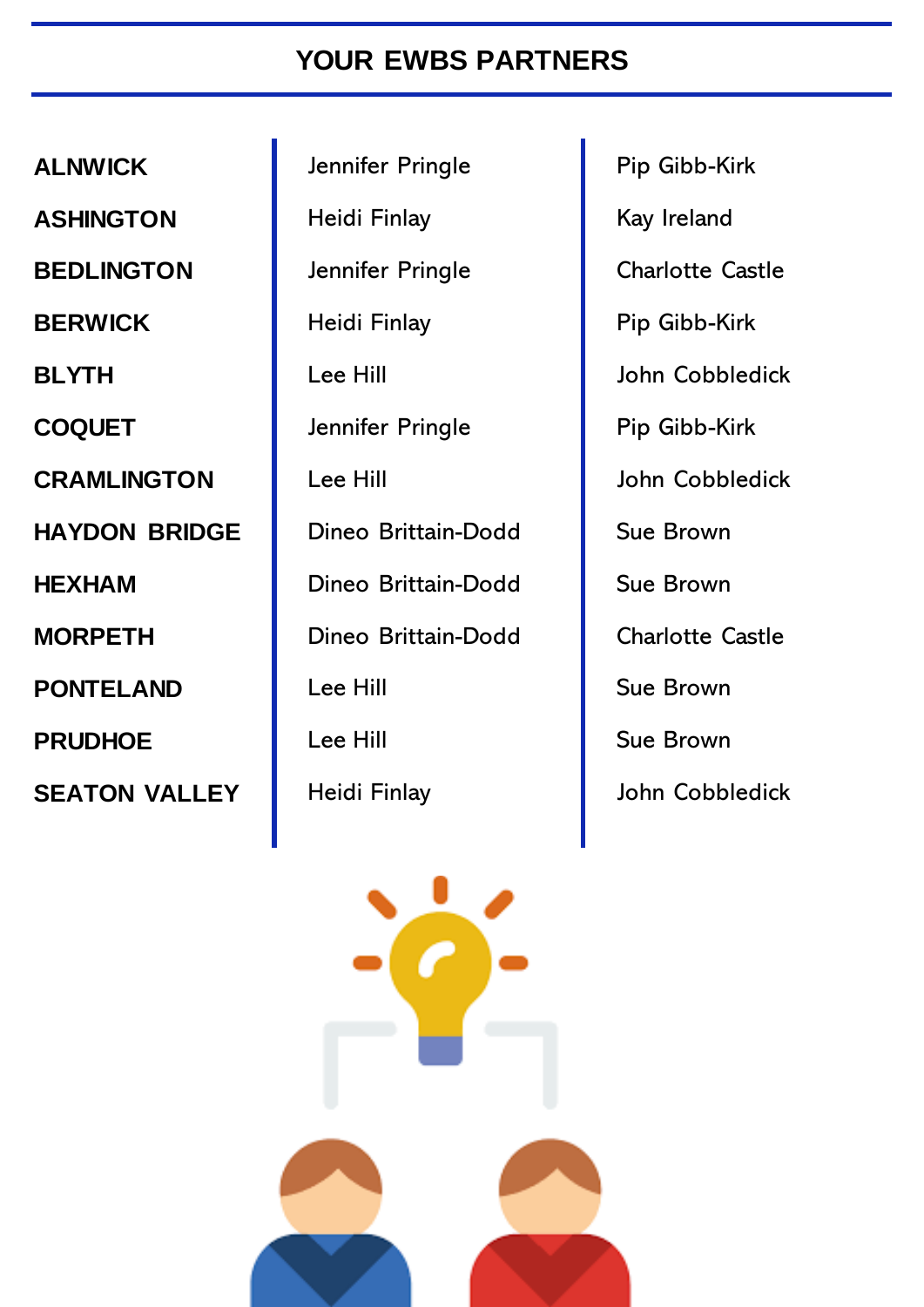## YOUR EWBS PARTNERS

| | | |
|---|---|---|
| **ALNWICK** | Jennifer Pringle | Pip Gibb-Kirk |
| **ASHINGTON** | Heidi Finlay | Kay Ireland |
| **BEDLINGTON** | Jennifer Pringle | Charlotte Castle |
| **BERWICK** | Heidi Finlay | Pip Gibb-Kirk |
| **BLYTH** | Lee Hill | John Cobbledick |
| **COQUET** | Jennifer Pringle | Pip Gibb-Kirk |
| **CRAMLINGTON** | Lee Hill | John Cobbledick |
| **HAYDON BRIDGE** | Dineo Brittain-Dodd | Sue Brown |
| **HEXHAM** | Dineo Brittain-Dodd | Sue Brown |
| **MORPETH** | Dineo Brittain-Dodd | Charlotte Castle |
| **PONTELAND** | Lee Hill | Sue Brown |
| **PRUDHOE** | Lee Hill | Sue Brown |
| **SEATON VALLEY** | Heidi Finlay | John Cobbledick |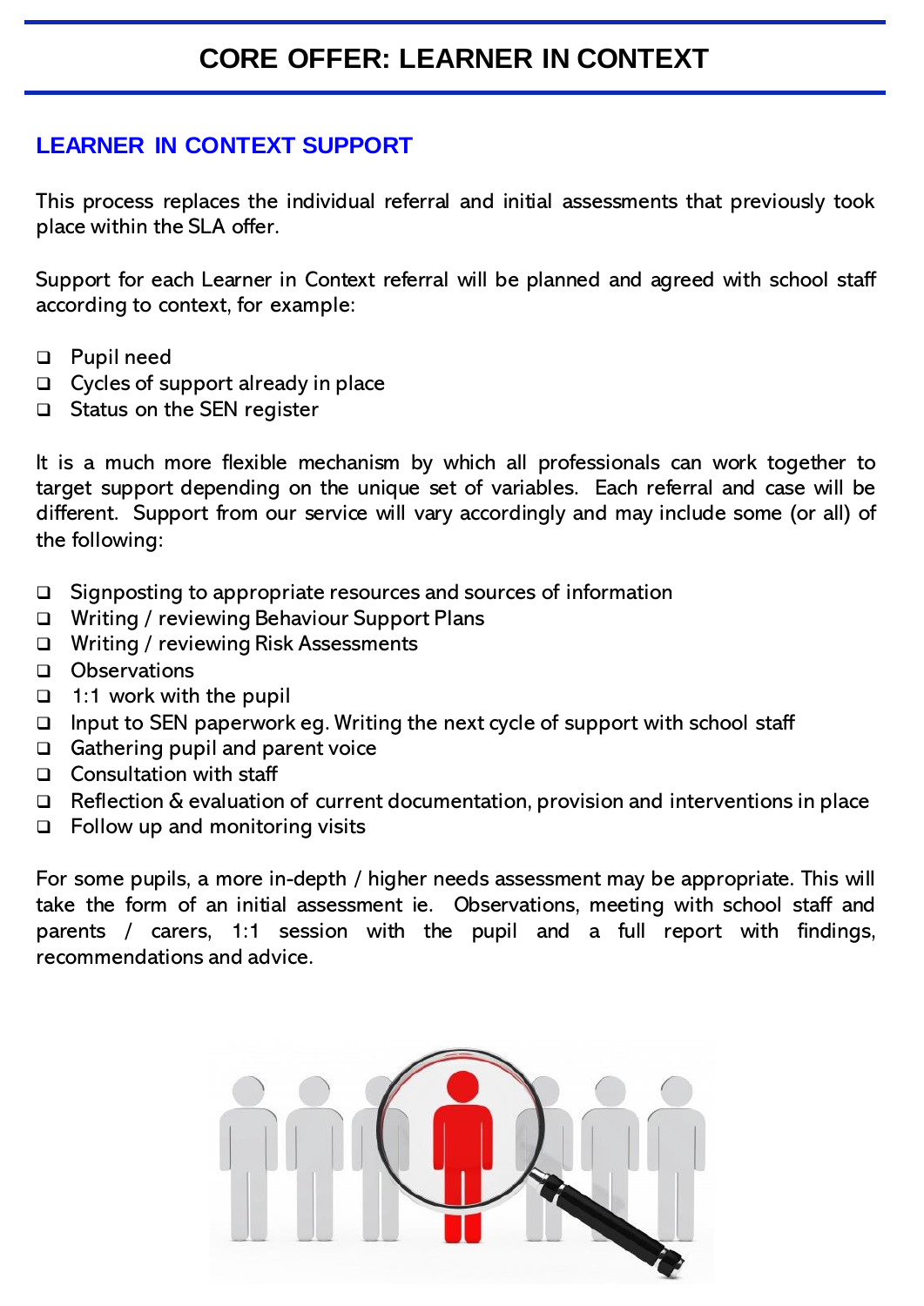# CORE OFFER: LEARNER IN CONTEXT

## LEARNER IN CONTEXT SUPPORT

This process replaces the individual referral and initial assessments that previously took place within the SLA offer.

Support for each Learner in Context referral will be planned and agreed with school staff according to context, for example:

- Pupil need
- Cycles of support already in place
- Status on the SEN register

It is a much more flexible mechanism by which all professionals can work together to target support depending on the unique set of variables. Each referral and case will be different. Support from our service will vary accordingly and may include some (or all) of the following:

- Signposting to appropriate resources and sources of information
- Writing / reviewing Behaviour Support Plans
- Writing / reviewing Risk Assessments
- Observations
- 1:1 work with the pupil
- Input to SEN paperwork eg. Writing the next cycle of support with school staff
- Gathering pupil and parent voice
- Consultation with staff
- Reflection & evaluation of current documentation, provision and interventions in place
- Follow up and monitoring visits

For some pupils, a more in-depth / higher needs assessment may be appropriate. This will take the form of an initial assessment ie. Observations, meeting with school staff and parents / carers, 1:1 session with the pupil and a full report with findings, recommendations and advice.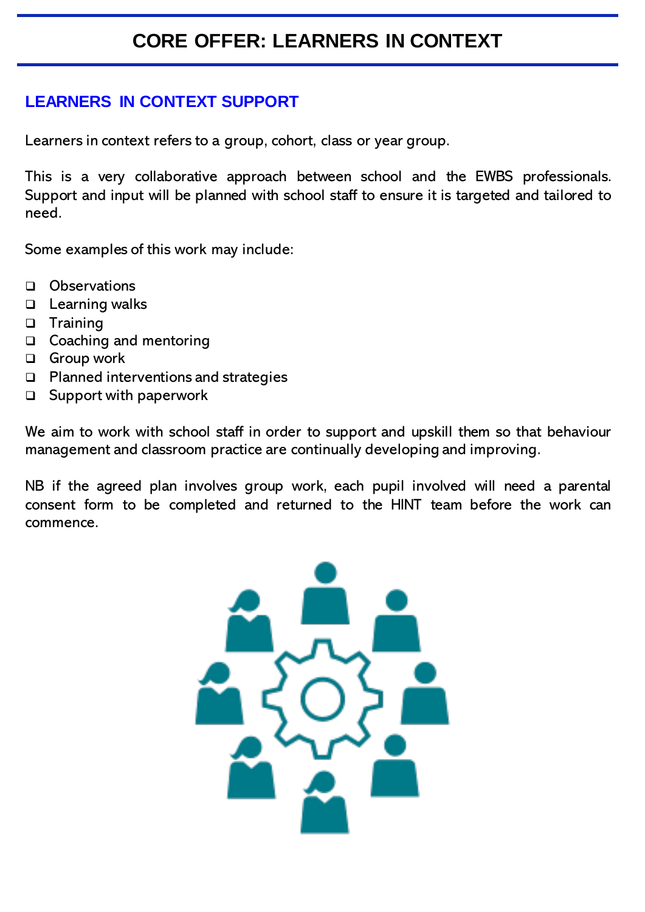# CORE OFFER: LEARNERS IN CONTEXT

## LEARNERS IN CONTEXT SUPPORT

Learners in context refers to a group, cohort, class or year group.

This is a very collaborative approach between school and the EWBS professionals. Support and input will be planned with school staff to ensure it is targeted and tailored to need.

Some examples of this work may include:

- Observations
- Learning walks
- Training
- Coaching and mentoring
- Group work
- Planned interventions and strategies
- Support with paperwork

We aim to work with school staff in order to support and upskill them so that behaviour management and classroom practice are continually developing and improving.

NB if the agreed plan involves group work, each pupil involved will need a parental consent form to be completed and returned to the HINT team before the work can commence.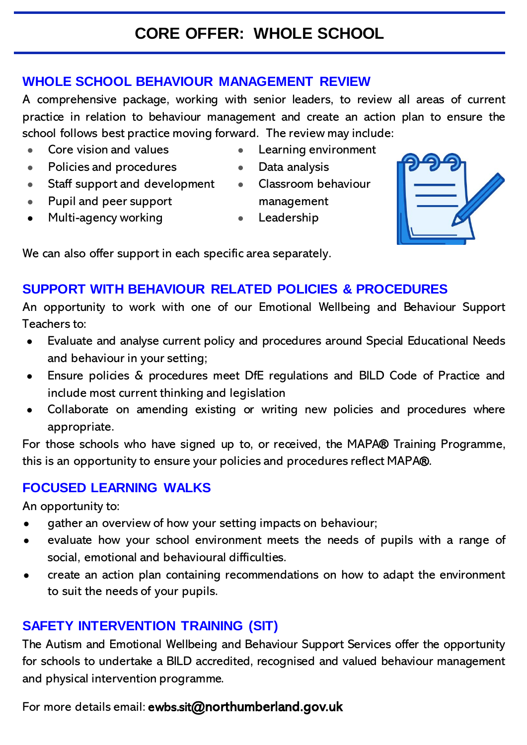# CORE OFFER: WHOLE SCHOOL

## WHOLE SCHOOL BEHAVIOUR MANAGEMENT REVIEW

A comprehensive package, working with senior leaders, to review all areas of current practice in relation to behaviour management and create an action plan to ensure the school follows best practice moving forward. The review may include:

- Core vision and values
- Policies and procedures
- Staff support and development
- Pupil and peer support
- Multi-agency working
- Learning environment
- Data analysis
- Classroom behaviour management
- Leadership

We can also offer support in each specific area separately.

## SUPPORT WITH BEHAVIOUR RELATED POLICIES & PROCEDURES

An opportunity to work with one of our Emotional Wellbeing and Behaviour Support Teachers to:

- Evaluate and analyse current policy and procedures around Special Educational Needs and behaviour in your setting;
- Ensure policies & procedures meet DfE regulations and BILD Code of Practice and include most current thinking and legislation
- Collaborate on amending existing or writing new policies and procedures where appropriate.

For those schools who have signed up to, or received, the MAPA® Training Programme, this is an opportunity to ensure your policies and procedures reflect MAPA®.

## FOCUSED LEARNING WALKS

An opportunity to:

- gather an overview of how your setting impacts on behaviour;
- evaluate how your school environment meets the needs of pupils with a range of social, emotional and behavioural difficulties.
- create an action plan containing recommendations on how to adapt the environment to suit the needs of your pupils.

## SAFETY INTERVENTION TRAINING (SIT)

The Autism and Emotional Wellbeing and Behaviour Support Services offer the opportunity for schools to undertake a BILD accredited, recognised and valued behaviour management and physical intervention programme.

For more details email: **ewbs.sit@northumberland.gov.uk**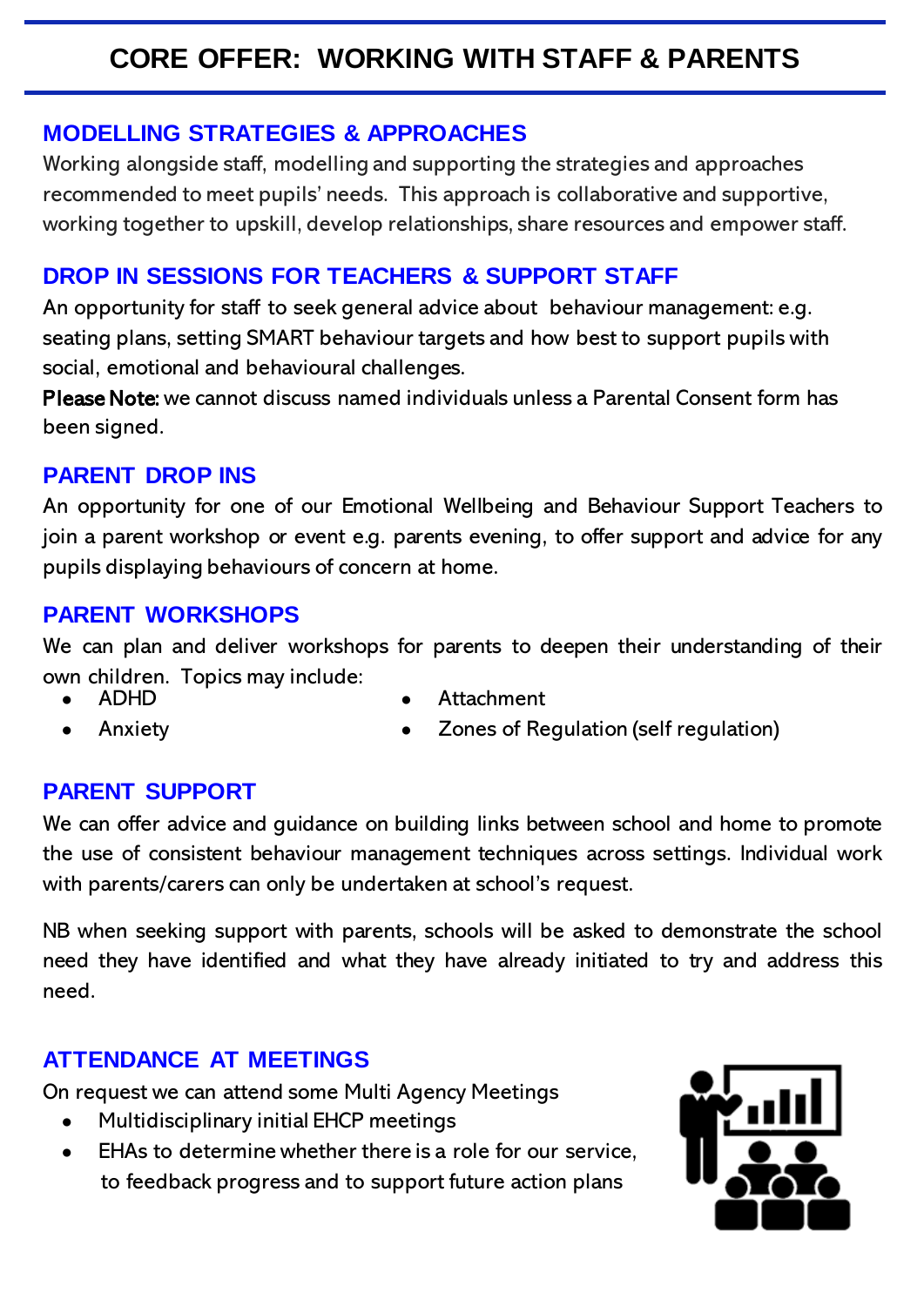# CORE OFFER: WORKING WITH STAFF & PARENTS

## MODELLING STRATEGIES & APPROACHES

Working alongside staff, modelling and supporting the strategies and approaches recommended to meet pupils' needs. This approach is collaborative and supportive, working together to upskill, develop relationships, share resources and empower staff.

## DROP IN SESSIONS FOR TEACHERS & SUPPORT STAFF

An opportunity for staff to seek general advice about behaviour management: e.g. seating plans, setting SMART behaviour targets and how best to support pupils with social, emotional and behavioural challenges.

**Please Note:** we cannot discuss named individuals unless a Parental Consent form has been signed.

## PARENT DROP INS

An opportunity for one of our Emotional Wellbeing and Behaviour Support Teachers to join a parent workshop or event e.g. parents evening, to offer support and advice for any pupils displaying behaviours of concern at home.

## PARENT WORKSHOPS

We can plan and deliver workshops for parents to deepen their understanding of their own children. Topics may include:

- ADHD
- Anxiety
- Attachment
- Zones of Regulation (self regulation)

## PARENT SUPPORT

We can offer advice and guidance on building links between school and home to promote the use of consistent behaviour management techniques across settings. Individual work with parents/carers can only be undertaken at school's request.

NB when seeking support with parents, schools will be asked to demonstrate the school need they have identified and what they have already initiated to try and address this need.

## ATTENDANCE AT MEETINGS

On request we can attend some Multi Agency Meetings

- Multidisciplinary initial EHCP meetings
- EHAs to determine whether there is a role for our service, to feedback progress and to support future action plans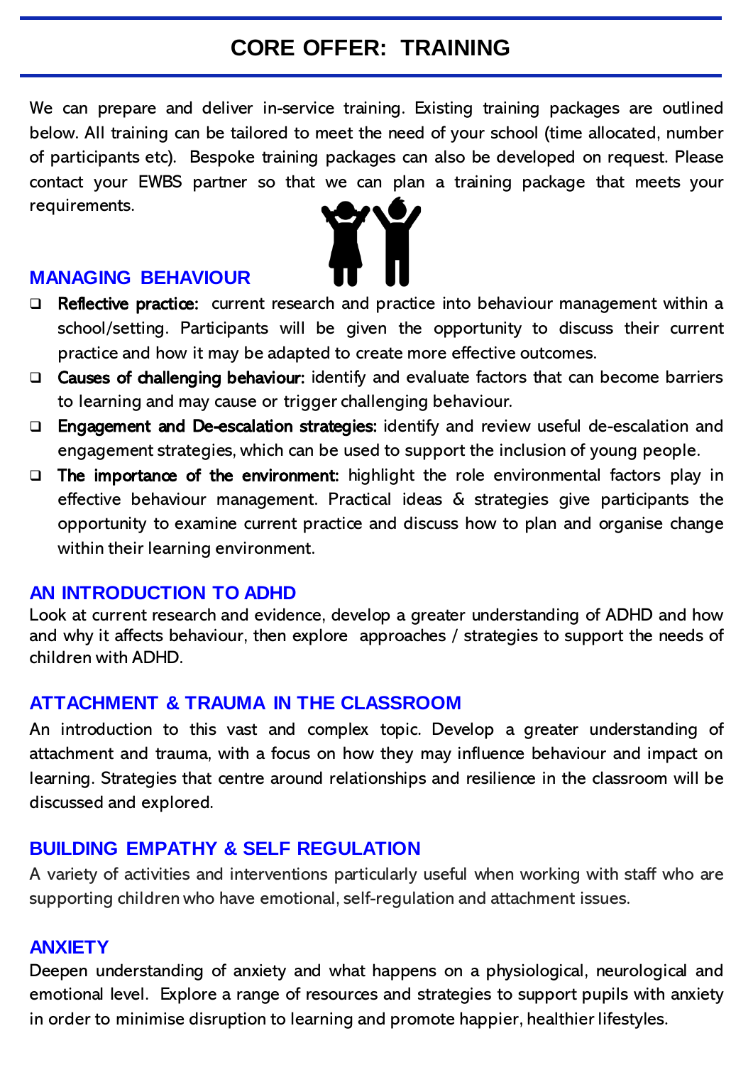# CORE OFFER: TRAINING

We can prepare and deliver in-service training. Existing training packages are outlined below. All training can be tailored to meet the need of your school (time allocated, number of participants etc). Bespoke training packages can also be developed on request. Please contact your EWBS partner so that we can plan a training package that meets your requirements.

## MANAGING BEHAVIOUR

- **Reflective practice:** current research and practice into behaviour management within a school/setting. Participants will be given the opportunity to discuss their current practice and how it may be adapted to create more effective outcomes.
- **Causes of challenging behaviour:** identify and evaluate factors that can become barriers to learning and may cause or trigger challenging behaviour.
- **Engagement and De-escalation strategies:** identify and review useful de-escalation and engagement strategies, which can be used to support the inclusion of young people.
- **The importance of the environment:** highlight the role environmental factors play in effective behaviour management. Practical ideas & strategies give participants the opportunity to examine current practice and discuss how to plan and organise change within their learning environment.

## AN INTRODUCTION TO ADHD

Look at current research and evidence, develop a greater understanding of ADHD and how and why it affects behaviour, then explore approaches / strategies to support the needs of children with ADHD.

## ATTACHMENT & TRAUMA IN THE CLASSROOM

An introduction to this vast and complex topic. Develop a greater understanding of attachment and trauma, with a focus on how they may influence behaviour and impact on learning. Strategies that centre around relationships and resilience in the classroom will be discussed and explored.

## BUILDING EMPATHY & SELF REGULATION

A variety of activities and interventions particularly useful when working with staff who are supporting children who have emotional, self-regulation and attachment issues.

## ANXIETY

Deepen understanding of anxiety and what happens on a physiological, neurological and emotional level. Explore a range of resources and strategies to support pupils with anxiety in order to minimise disruption to learning and promote happier, healthier lifestyles.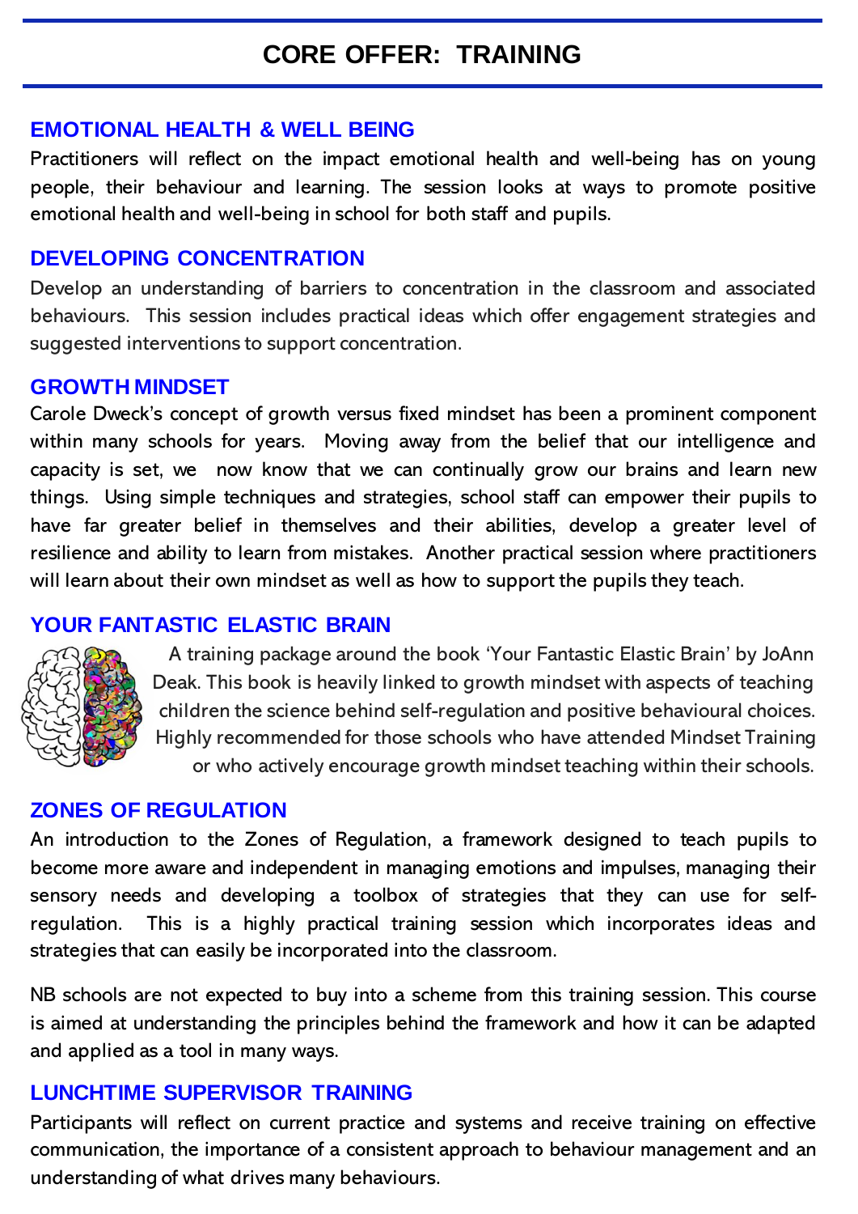# CORE OFFER: TRAINING

## EMOTIONAL HEALTH & WELL BEING

Practitioners will reflect on the impact emotional health and well-being has on young people, their behaviour and learning. The session looks at ways to promote positive emotional health and well-being in school for both staff and pupils.

## DEVELOPING CONCENTRATION

Develop an understanding of barriers to concentration in the classroom and associated behaviours. This session includes practical ideas which offer engagement strategies and suggested interventions to support concentration.

## GROWTH MINDSET

Carole Dweck's concept of growth versus fixed mindset has been a prominent component within many schools for years. Moving away from the belief that our intelligence and capacity is set, we now know that we can continually grow our brains and learn new things. Using simple techniques and strategies, school staff can empower their pupils to have far greater belief in themselves and their abilities, develop a greater level of resilience and ability to learn from mistakes. Another practical session where practitioners will learn about their own mindset as well as how to support the pupils they teach.

## YOUR FANTASTIC ELASTIC BRAIN

A training package around the book 'Your Fantastic Elastic Brain' by JoAnn Deak. This book is heavily linked to growth mindset with aspects of teaching children the science behind self-regulation and positive behavioural choices. Highly recommended for those schools who have attended Mindset Training or who actively encourage growth mindset teaching within their schools.

## ZONES OF REGULATION

An introduction to the Zones of Regulation, a framework designed to teach pupils to become more aware and independent in managing emotions and impulses, managing their sensory needs and developing a toolbox of strategies that they can use for self-regulation. This is a highly practical training session which incorporates ideas and strategies that can easily be incorporated into the classroom.

NB schools are not expected to buy into a scheme from this training session. This course is aimed at understanding the principles behind the framework and how it can be adapted and applied as a tool in many ways.

## LUNCHTIME SUPERVISOR TRAINING

Participants will reflect on current practice and systems and receive training on effective communication, the importance of a consistent approach to behaviour management and an understanding of what drives many behaviours.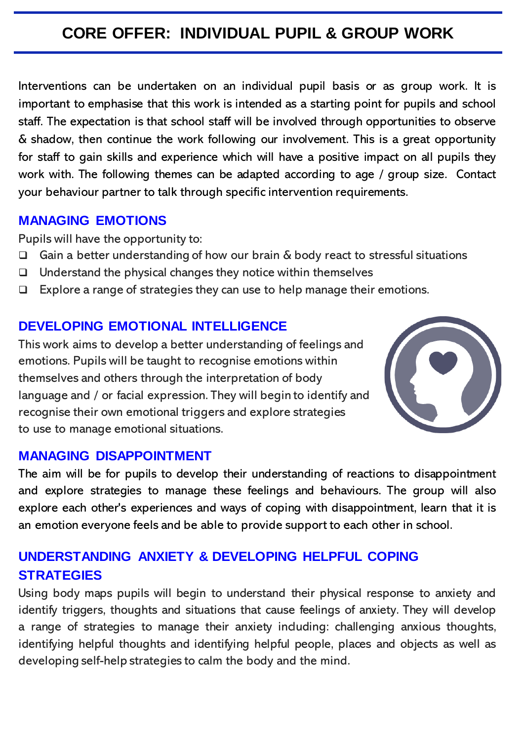# CORE OFFER: INDIVIDUAL PUPIL & GROUP WORK

Interventions can be undertaken on an individual pupil basis or as group work. It is important to emphasise that this work is intended as a starting point for pupils and school staff. The expectation is that school staff will be involved through opportunities to observe & shadow, then continue the work following our involvement. This is a great opportunity for staff to gain skills and experience which will have a positive impact on all pupils they work with. The following themes can be adapted according to age / group size. Contact your behaviour partner to talk through specific intervention requirements.

## MANAGING EMOTIONS

Pupils will have the opportunity to:

- Gain a better understanding of how our brain & body react to stressful situations
- Understand the physical changes they notice within themselves
- Explore a range of strategies they can use to help manage their emotions.

## DEVELOPING EMOTIONAL INTELLIGENCE

This work aims to develop a better understanding of feelings and emotions. Pupils will be taught to recognise emotions within themselves and others through the interpretation of body language and / or facial expression. They will begin to identify and recognise their own emotional triggers and explore strategies to use to manage emotional situations.

## MANAGING DISAPPOINTMENT

The aim will be for pupils to develop their understanding of reactions to disappointment and explore strategies to manage these feelings and behaviours. The group will also explore each other's experiences and ways of coping with disappointment, learn that it is an emotion everyone feels and be able to provide support to each other in school.

## UNDERSTANDING ANXIETY & DEVELOPING HELPFUL COPING STRATEGIES

Using body maps pupils will begin to understand their physical response to anxiety and identify triggers, thoughts and situations that cause feelings of anxiety. They will develop a range of strategies to manage their anxiety including: challenging anxious thoughts, identifying helpful thoughts and identifying helpful people, places and objects as well as developing self-help strategies to calm the body and the mind.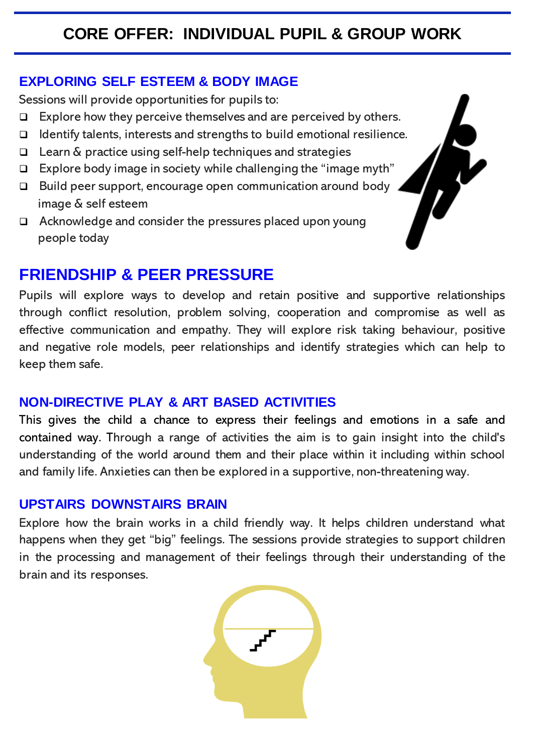# CORE OFFER: INDIVIDUAL PUPIL & GROUP WORK

## EXPLORING SELF ESTEEM & BODY IMAGE

Sessions will provide opportunities for pupils to:

- Explore how they perceive themselves and are perceived by others.
- Identify talents, interests and strengths to build emotional resilience.
- Learn & practice using self-help techniques and strategies
- Explore body image in society while challenging the "image myth"
- Build peer support, encourage open communication around body image & self esteem
- Acknowledge and consider the pressures placed upon young people today

## FRIENDSHIP & PEER PRESSURE

Pupils will explore ways to develop and retain positive and supportive relationships through conflict resolution, problem solving, cooperation and compromise as well as effective communication and empathy. They will explore risk taking behaviour, positive and negative role models, peer relationships and identify strategies which can help to keep them safe.

## NON-DIRECTIVE PLAY & ART BASED ACTIVITIES

This gives the child a chance to express their feelings and emotions in a safe and contained way. Through a range of activities the aim is to gain insight into the child's understanding of the world around them and their place within it including within school and family life. Anxieties can then be explored in a supportive, non-threatening way.

## UPSTAIRS DOWNSTAIRS BRAIN

Explore how the brain works in a child friendly way. It helps children understand what happens when they get "big" feelings. The sessions provide strategies to support children in the processing and management of their feelings through their understanding of the brain and its responses.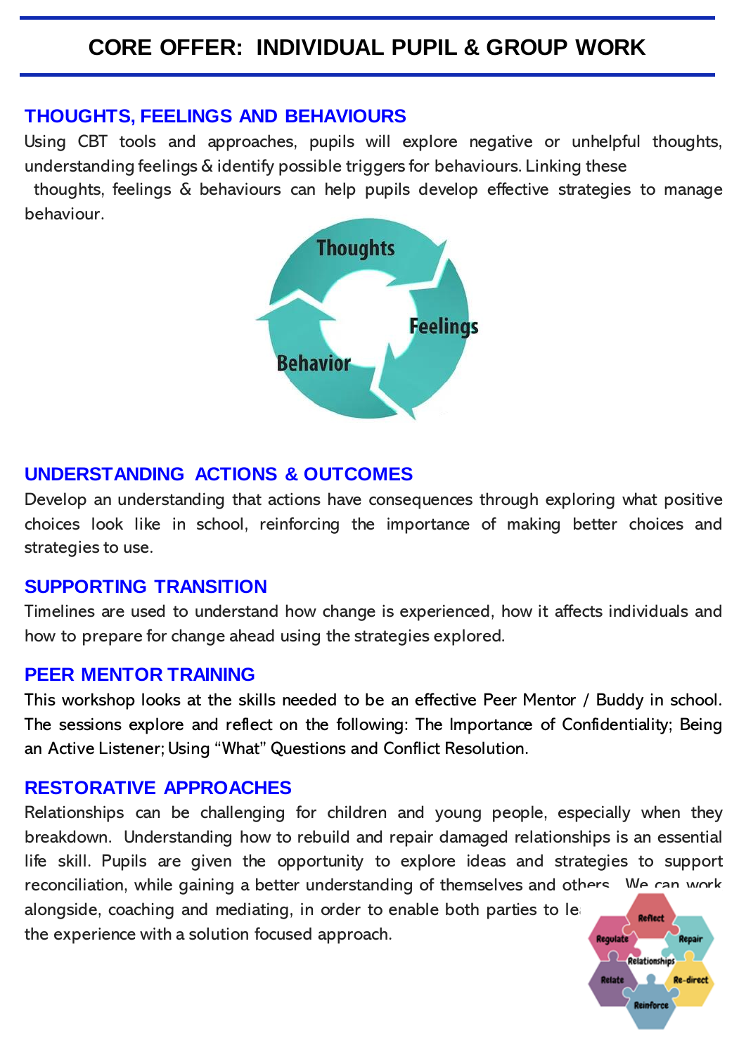# CORE OFFER: INDIVIDUAL PUPIL & GROUP WORK

## THOUGHTS, FEELINGS AND BEHAVIOURS

Using CBT tools and approaches, pupils will explore negative or unhelpful thoughts, understanding feelings & identify possible triggers for behaviours. Linking these thoughts, feelings & behaviours can help pupils develop effective strategies to manage behaviour.

## UNDERSTANDING ACTIONS & OUTCOMES

Develop an understanding that actions have consequences through exploring what positive choices look like in school, reinforcing the importance of making better choices and strategies to use.

## SUPPORTING TRANSITION

Timelines are used to understand how change is experienced, how it affects individuals and how to prepare for change ahead using the strategies explored.

## PEER MENTOR TRAINING

This workshop looks at the skills needed to be an effective Peer Mentor / Buddy in school. The sessions explore and reflect on the following: The Importance of Confidentiality; Being an Active Listener; Using "What" Questions and Conflict Resolution.

## RESTORATIVE APPROACHES

Relationships can be challenging for children and young people, especially when they breakdown. Understanding how to rebuild and repair damaged relationships is an essential life skill. Pupils are given the opportunity to explore ideas and strategies to support reconciliation, while gaining a better understanding of themselves and others. We can work alongside, coaching and mediating, in order to enable both parties to le[arn from] the experience with a solution focused approach.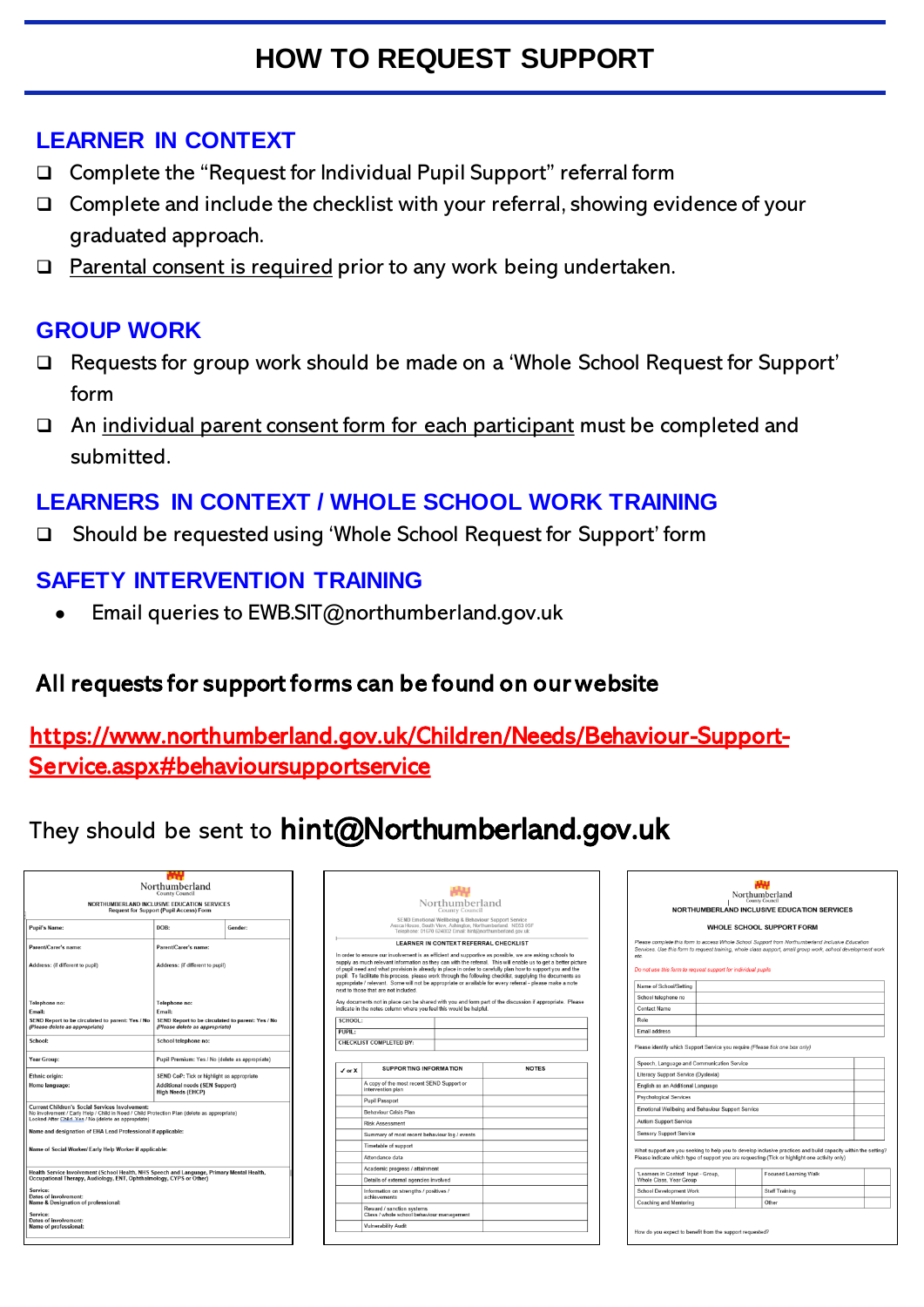# HOW TO REQUEST SUPPORT

## LEARNER IN CONTEXT

- Complete the "Request for Individual Pupil Support" referral form
- Complete and include the checklist with your referral, showing evidence of your graduated approach.
- Parental consent is required prior to any work being undertaken.

## GROUP WORK

- Requests for group work should be made on a 'Whole School Request for Support' form
- An individual parent consent form for each participant must be completed and submitted.

## LEARNERS IN CONTEXT / WHOLE SCHOOL WORK TRAINING

- Should be requested using 'Whole School Request for Support' form

## SAFETY INTERVENTION TRAINING

- Email queries to EWB.SIT@northumberland.gov.uk

**All requests for support forms can be found on our website**

https://www.northumberland.gov.uk/Children/Needs/Behaviour-Support-Service.aspx#behavioursupportservice

They should be sent to **hint@Northumberland.gov.uk**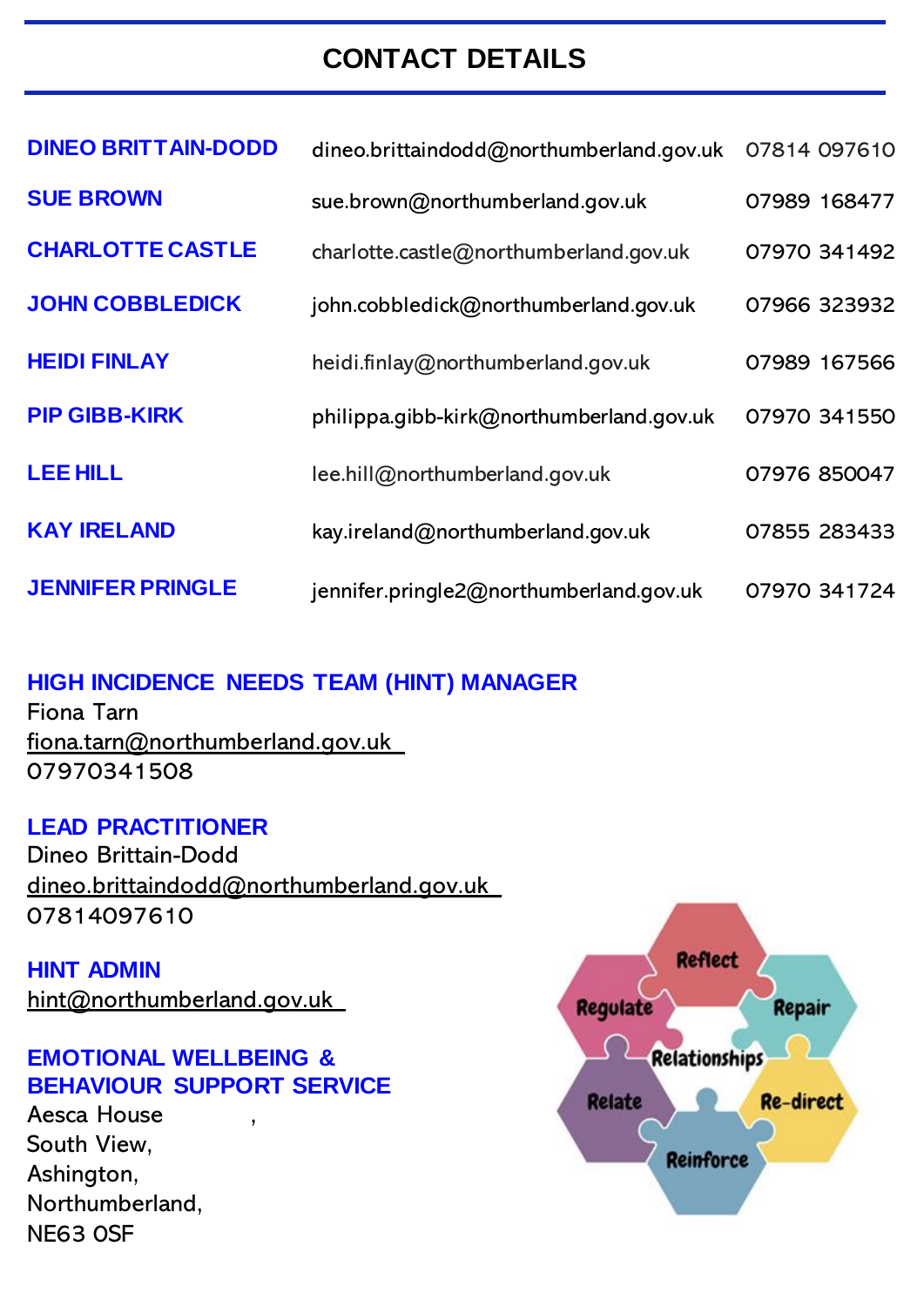# CONTACT DETAILS

| | | |
|---|---|---|
| **DINEO BRITTAIN-DODD** | dineo.brittaindodd@northumberland.gov.uk | 07814 097610 |
| **SUE BROWN** | sue.brown@northumberland.gov.uk | 07989 168477 |
| **CHARLOTTE CASTLE** | charlotte.castle@northumberland.gov.uk | 07970 341492 |
| **JOHN COBBLEDICK** | john.cobbledick@northumberland.gov.uk | 07966 323932 |
| **HEIDI FINLAY** | heidi.finlay@northumberland.gov.uk | 07989 167566 |
| **PIP GIBB-KIRK** | philippa.gibb-kirk@northumberland.gov.uk | 07970 341550 |
| **LEE HILL** | lee.hill@northumberland.gov.uk | 07976 850047 |
| **KAY IRELAND** | kay.ireland@northumberland.gov.uk | 07855 283433 |
| **JENNIFER PRINGLE** | jennifer.pringle2@northumberland.gov.uk | 07970 341724 |

**HIGH INCIDENCE NEEDS TEAM (HINT) MANAGER**
Fiona Tarn
fiona.tarn@northumberland.gov.uk
07970341508

**LEAD PRACTITIONER**
Dineo Brittain-Dodd
dineo.brittaindodd@northumberland.gov.uk
07814097610

**HINT ADMIN**
hint@northumberland.gov.uk

**EMOTIONAL WELLBEING & BEHAVIOUR SUPPORT SERVICE**
Aesca House,
South View,
Ashington,
Northumberland,
NE63 0SF

Reflect
Regulate
Repair
Relationships
Relate
Re-direct
Reinforce